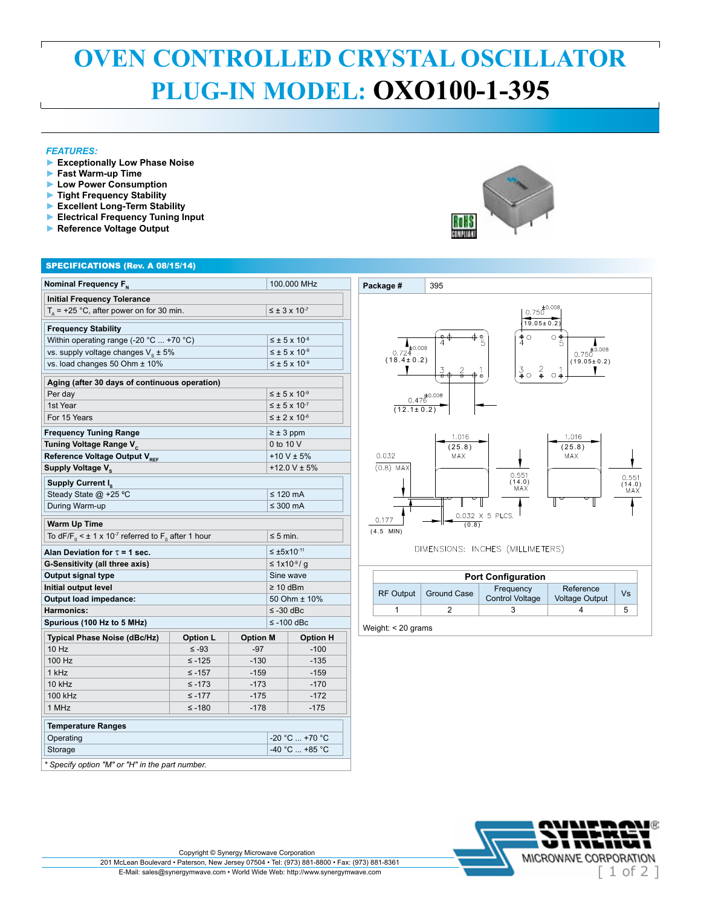# OVEN CONTROLLED CRYSTAL OSCILLATOR

# PLUG-IN MODEL: OXO100-1-395

*FEATURES:*

- Exceptionally Low Phase Noise
- Fast Warm-up Time
- Low Power Consumption
- Tight Frequency Stability
- Excellent Long-Term Stability
- Electrical Frequency Tuning Input
- Reference Voltage Output

## SPECIFICATIONS (Rev. A 08/15/14)

| Parameter | Value |
|---|---|
| **Nominal Frequency $F_N$** | 100.000 MHz |
| **Initial Frequency Tolerance** | |
| $T_A$ = +25 °C, after power on for 30 min. | ≤ ± 3 x $10^{-7}$ |
| **Frequency Stability** | |
| Within operating range (-20 °C ... +70 °C) | ≤ ± 5 x $10^{-8}$ |
| vs. supply voltage changes $V_S$ ± 5% | ≤ ± 5 x $10^{-9}$ |
| vs. load changes 50 Ohm ± 10% | ≤ ± 5 x $10^{-9}$ |
| **Aging (after 30 days of continuous operation)** | |
| Per day | ≤ ± 5 x $10^{-9}$ |
| 1st Year | ≤ ± 5 x $10^{-7}$ |
| For 15 Years | ≤ ± 2 x $10^{-6}$ |
| **Frequency Tuning Range** | ≥ ± 3 ppm |
| **Tuning Voltage Range $V_C$** | 0 to 10 V |
| **Reference Voltage Output $V_{REF}$** | +10 V ± 5% |
| **Supply Voltage $V_S$** | +12.0 V ± 5% |
| **Supply Current $I_S$** | |
| Steady State @ +25 ºC | ≤ 120 mA |
| During Warm-up | ≤ 300 mA |
| **Warm Up Time** | |
| To $dF/F_0$ < ± 1 x $10^{-7}$ referred to $F_0$ after 1 hour | ≤ 5 min. |
| **Alan Deviation for τ = 1 sec.** | ≤ ±5x$10^{-11}$ |
| **G-Sensitivity (all three axis)** | ≤ 1x$10^{-9}$/ g |
| **Output signal type** | Sine wave |
| **Initial output level** | ≥ 10 dBm |
| **Output load impedance:** | 50 Ohm ± 10% |
| **Harmonics:** | ≤ -30 dBc |
| **Spurious (100 Hz to 5 MHz)** | ≤ -100 dBc |

| Typical Phase Noise (dBc/Hz) | Option L | Option M | Option H |
|---|---|---|---|
| 10 Hz | ≤ -93 | -97 | -100 |
| 100 Hz | ≤ -125 | -130 | -135 |
| 1 kHz | ≤ -157 | -159 | -159 |
| 10 kHz | ≤ -173 | -173 | -170 |
| 100 kHz | ≤ -177 | -175 | -172 |
| 1 MHz | ≤ -180 | -178 | -175 |

| Temperature Ranges | |
|---|---|
| Operating | -20 °C ... +70 °C |
| Storage | -40 °C ... +85 °C |

*\* Specify option "M" or "H" in the part number.*

**Package #** 395

DIMENSIONS: INCHES (MILLIMETERS)

- 0.750 ±0.008 (19.05±0.2)
- 0.724 ±0.008 (18.4±0.2)
- 0.476 ±0.008 (12.1±0.2)
- 1.016 (25.8) MAX
- 0.032 (0.8) MAX
- 0.551 (14.0) MAX
- 0.177 (4.5 MIN)
- 0.032 X 5 PLCS. (0.8)

| Port Configuration | | | | |
|---|---|---|---|---|
| RF Output | Ground Case | Frequency Control Voltage | Reference Voltage Output | Vs |
| 1 | 2 | 3 | 4 | 5 |

Weight: < 20 grams

Copyright © Synergy Microwave Corporation
201 McLean Boulevard • Paterson, New Jersey 07504 • Tel: (973) 881-8800 • Fax: (973) 881-8361
E-Mail: sales@synergymwave.com • World Wide Web: http://www.synergymwave.com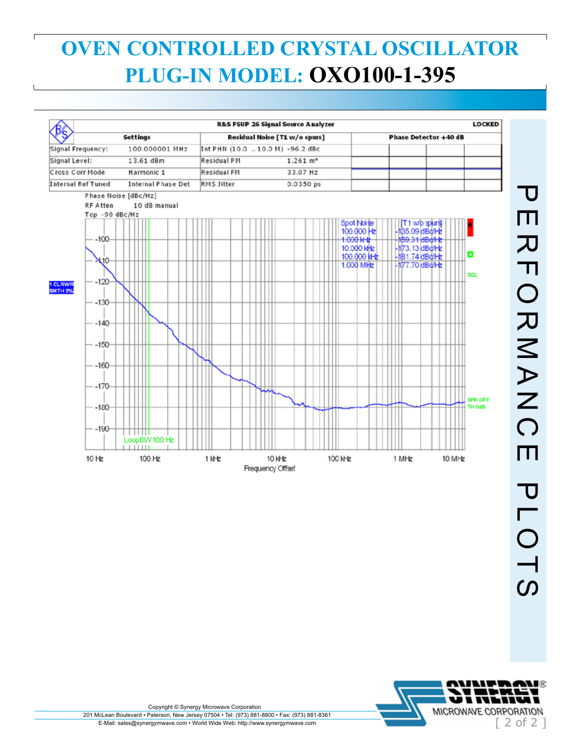# OVEN CONTROLLED CRYSTAL OSCILLATOR PLUG-IN MODEL: OXO100-1-395

PERFORMANCE PLOTS

R&S FSUP 26 Signal Source Analyzer

LOCKED

| Settings | | Residual Noise [T1 w/o spurs] | | Phase Detector +40 dB |
|---|---|---|---|---|
| Signal Frequency: | 100.000001 MHz | Int PHN (10.0 .. 10.0 M) | -96.2 dBc | |
| Signal Level: | 13.61 dBm | Residual PM | 1.261 m° | |
| Cross Corr Mode | Harmonic 1 | Residual FM | 33.07 Hz | |
| Internal Ref Tuned | Internal Phase Det | RMS Jitter | 0.0350 ps | |

Phase Noise [dBc/Hz]
RF Atten 10 dB manual
Top -90 dBc/Hz

1 CLRWR
SMTH 3%

Spot Noise [T1 w/o spurs]
100.000 Hz -135.09 dBc/Hz
1.000 kHz -159.31 dBc/Hz
10.000 kHz -173.13 dBc/Hz
100.000 kHz -181.74 dBc/Hz
1.000 MHz -177.70 dBc/Hz

A
SGL
SPR OFF
TH 0dB

-100
-110
-120
-130
-140
-150
-160
-170
-180
-190

LoopBW 100 Hz

10 Hz 100 Hz 1 kHz 10 kHz 100 kHz 1 MHz 10 MHz
Frequency Offset

Copyright © Synergy Microwave Corporation
201 McLean Boulevard • Paterson, New Jersey 07504 • Tel: (973) 881-8800 • Fax: (973) 881-8361
E-Mail: sales@synergymwave.com • World Wide Web: http://www.synergymwave.com

SYNERGY® MICROWAVE CORPORATION